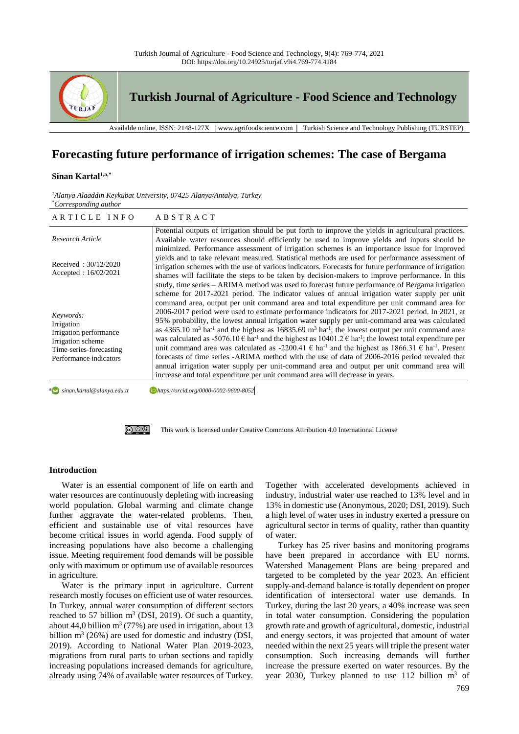# Forecasting future performance of irrigation schemes: The case of Bergama

**Sinan Kartal**[1,a,*]

*[1]Alanya Alaaddin Keykubat University, 07425 Alanya/Antalya, Turkey*
*[*]Corresponding author*

| ARTICLE INFO | ABSTRACT |
|---|---|
| *Research Article*<br><br>Received : 30/12/2020<br>Accepted : 16/02/2021<br><br>*Keywords:*<br>Irrigation<br>Irrigation performance<br>Irrigation scheme<br>Time-series-forecasting<br>Performance indicators | Potential outputs of irrigation should be put forth to improve the yields in agricultural practices. Available water resources should efficiently be used to improve yields and inputs should be minimized. Performance assessment of irrigation schemes is an importance issue for improved yields and to take relevant measured. Statistical methods are used for performance assessment of irrigation schemes with the use of various indicators. Forecasts for future performance of irrigation shames will facilitate the steps to be taken by decision-makers to improve performance. In this study, time series – ARIMA method was used to forecast future performance of Bergama irrigation scheme for 2017-2021 period. The indicator values of annual irrigation water supply per unit command area, output per unit command area and total expenditure per unit command area for 2006-2017 period were used to estimate performance indicators for 2017-2021 period. In 2021, at 95% probability, the lowest annual irrigation water supply per unit-command area was calculated as 4365.10 $m^3$ $ha^{-1}$ and the highest as 16835.69 $m^3$ $ha^{-1}$; the lowest output per unit command area was calculated as -5076.10 € $ha^{-1}$ and the highest as 10401.2 € $ha^{-1}$; the lowest total expenditure per unit command area was calculated as -2200.41 € $ha^{-1}$ and the highest as 1866.31 € $ha^{-1}$. Present forecasts of time series -ARIMA method with the use of data of 2006-2016 period revealed that annual irrigation water supply per unit-command area and output per unit command area will increase and total expenditure per unit command area will decrease in years. |

[a] sinan.kartal@alanya.edu.tr https://orcid.org/0000-0002-9600-8052

This work is licensed under Creative Commons Attribution 4.0 International License

## Introduction

Water is an essential component of life on earth and water resources are continuously depleting with increasing world population. Global warming and climate change further aggravate the water-related problems. Then, efficient and sustainable use of vital resources have become critical issues in world agenda. Food supply of increasing populations have also become a challenging issue. Meeting requirement food demands will be possible only with maximum or optimum use of available resources in agriculture.

Water is the primary input in agriculture. Current research mostly focuses on efficient use of water resources. In Turkey, annual water consumption of different sectors reached to 57 billion $m^3$ (DSI, 2019). Of such a quantity, about 44,0 billion $m^3$ (77%) are used in irrigation, about 13 billion $m^3$ (26%) are used for domestic and industry (DSI, 2019). According to National Water Plan 2019-2023, migrations from rural parts to urban sections and rapidly increasing populations increased demands for agriculture, already using 74% of available water resources of Turkey. Together with accelerated developments achieved in industry, industrial water use reached to 13% level and in 13% in domestic use (Anonymous, 2020; DSI, 2019). Such a high level of water uses in industry exerted a pressure on agricultural sector in terms of quality, rather than quantity of water.

Turkey has 25 river basins and monitoring programs have been prepared in accordance with EU norms. Watershed Management Plans are being prepared and targeted to be completed by the year 2023. An efficient supply-and-demand balance is totally dependent on proper identification of intersectoral water use demands. In Turkey, during the last 20 years, a 40% increase was seen in total water consumption. Considering the population growth rate and growth of agricultural, domestic, industrial and energy sectors, it was projected that amount of water needed within the next 25 years will triple the present water consumption. Such increasing demands will further increase the pressure exerted on water resources. By the year 2030, Turkey planned to use 112 billion $m^3$ of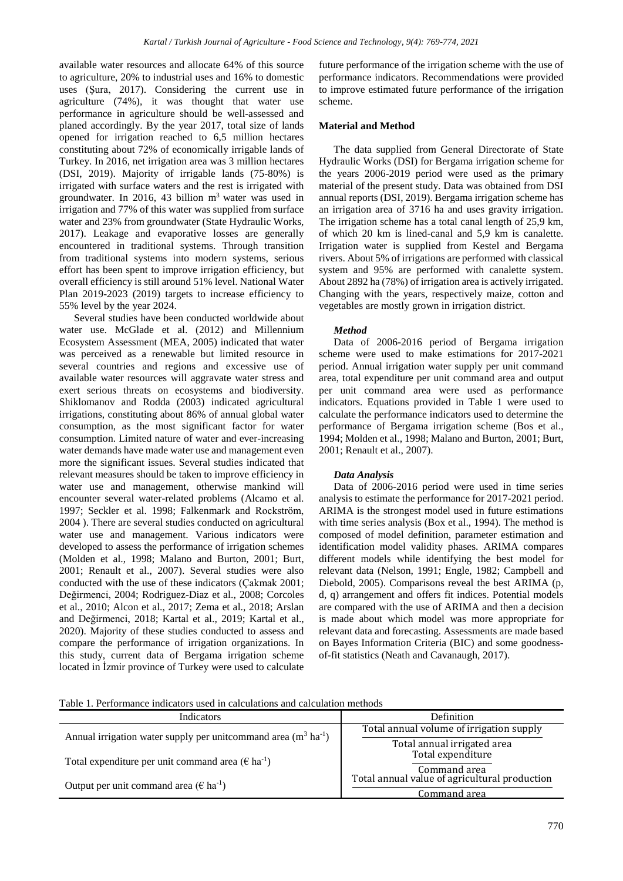available water resources and allocate 64% of this source to agriculture, 20% to industrial uses and 16% to domestic uses (Şura, 2017). Considering the current use in agriculture (74%), it was thought that water use performance in agriculture should be well-assessed and planed accordingly. By the year 2017, total size of lands opened for irrigation reached to 6,5 million hectares constituting about 72% of economically irrigable lands of Turkey. In 2016, net irrigation area was 3 million hectares (DSI, 2019). Majority of irrigable lands (75-80%) is irrigated with surface waters and the rest is irrigated with groundwater. In 2016, 43 billion $m^3$ water was used in irrigation and 77% of this water was supplied from surface water and 23% from groundwater (State Hydraulic Works, 2017). Leakage and evaporative losses are generally encountered in traditional systems. Through transition from traditional systems into modern systems, serious effort has been spent to improve irrigation efficiency, but overall efficiency is still around 51% level. National Water Plan 2019-2023 (2019) targets to increase efficiency to 55% level by the year 2024.

Several studies have been conducted worldwide about water use. McGlade et al. (2012) and Millennium Ecosystem Assessment (MEA, 2005) indicated that water was perceived as a renewable but limited resource in several countries and regions and excessive use of available water resources will aggravate water stress and exert serious threats on ecosystems and biodiversity. Shiklomanov and Rodda (2003) indicated agricultural irrigations, constituting about 86% of annual global water consumption, as the most significant factor for water consumption. Limited nature of water and ever-increasing water demands have made water use and management even more the significant issues. Several studies indicated that relevant measures should be taken to improve efficiency in water use and management, otherwise mankind will encounter several water-related problems (Alcamo et al. 1997; Seckler et al. 1998; Falkenmark and Rockström, 2004 ). There are several studies conducted on agricultural water use and management. Various indicators were developed to assess the performance of irrigation schemes (Molden et al., 1998; Malano and Burton, 2001; Burt, 2001; Renault et al., 2007). Several studies were also conducted with the use of these indicators (Çakmak 2001; Değirmenci, 2004; Rodriguez-Diaz et al., 2008; Corcoles et al., 2010; Alcon et al., 2017; Zema et al., 2018; Arslan and Değirmenci, 2018; Kartal et al., 2019; Kartal et al., 2020). Majority of these studies conducted to assess and compare the performance of irrigation organizations. In this study, current data of Bergama irrigation scheme located in İzmir province of Turkey were used to calculate future performance of the irrigation scheme with the use of performance indicators. Recommendations were provided to improve estimated future performance of the irrigation scheme.

## Material and Method

The data supplied from General Directorate of State Hydraulic Works (DSI) for Bergama irrigation scheme for the years 2006-2019 period were used as the primary material of the present study. Data was obtained from DSI annual reports (DSI, 2019). Bergama irrigation scheme has an irrigation area of 3716 ha and uses gravity irrigation. The irrigation scheme has a total canal length of 25,9 km, of which 20 km is lined-canal and 5,9 km is canalette. Irrigation water is supplied from Kestel and Bergama rivers. About 5% of irrigations are performed with classical system and 95% are performed with canalette system. About 2892 ha (78%) of irrigation area is actively irrigated. Changing with the years, respectively maize, cotton and vegetables are mostly grown in irrigation district.

### *Method*

Data of 2006-2016 period of Bergama irrigation scheme were used to make estimations for 2017-2021 period. Annual irrigation water supply per unit command area, total expenditure per unit command area and output per unit command area were used as performance indicators. Equations provided in Table 1 were used to calculate the performance indicators used to determine the performance of Bergama irrigation scheme (Bos et al., 1994; Molden et al., 1998; Malano and Burton, 2001; Burt, 2001; Renault et al., 2007).

### *Data Analysis*

Data of 2006-2016 period were used in time series analysis to estimate the performance for 2017-2021 period. ARIMA is the strongest model used in future estimations with time series analysis (Box et al., 1994). The method is composed of model definition, parameter estimation and identification model validity phases. ARIMA compares different models while identifying the best model for relevant data (Nelson, 1991; Engle, 1982; Campbell and Diebold, 2005). Comparisons reveal the best ARIMA (p, d, q) arrangement and offers fit indices. Potential models are compared with the use of ARIMA and then a decision is made about which model was more appropriate for relevant data and forecasting. Assessments are made based on Bayes Information Criteria (BIC) and some goodness-of-fit statistics (Neath and Cavanaugh, 2017).

Table 1. Performance indicators used in calculations and calculation methods

| Indicators | Definition |
|---|---|
| Annual irrigation water supply per unitcommand area ($m^3$ $ha^{-1}$) | $\frac{\text{Total annual volume of irrigation supply}}{\text{Total annual irrigated area}}$ |
| Total expenditure per unit command area (€ $ha^{-1}$) | $\frac{\text{Total expenditure}}{\text{Command area}}$ |
| Output per unit command area (€ $ha^{-1}$) | $\frac{\text{Total annual value of agricultural production}}{\text{Command area}}$ |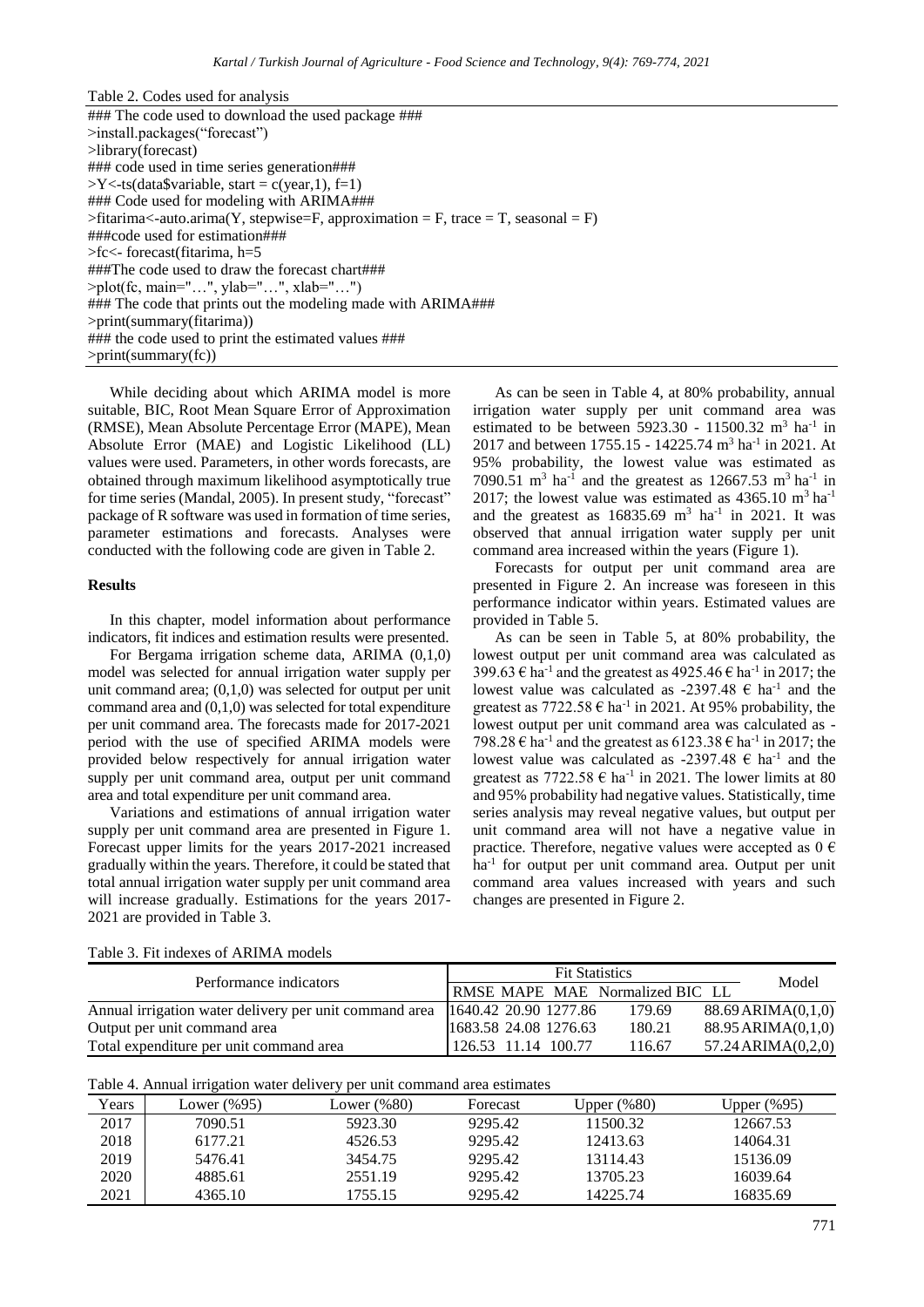Table 2. Codes used for analysis

```
### The code used to download the used package ###
>install.packages("forecast")
>library(forecast)
### code used in time series generation###
>Y<-ts(data$variable, start = c(year,1), f=1)
### Code used for modeling with ARIMA###
>fitarima<-auto.arima(Y, stepwise=F, approximation = F, trace = T, seasonal = F)
###code used for estimation###
>fc<- forecast(fitarima, h=5
###The code used to draw the forecast chart###
>plot(fc, main="…", ylab="…", xlab="…")
### The code that prints out the modeling made with ARIMA###
>print(summary(fitarima))
### the code used to print the estimated values ###
>print(summary(fc))
```

While deciding about which ARIMA model is more suitable, BIC, Root Mean Square Error of Approximation (RMSE), Mean Absolute Percentage Error (MAPE), Mean Absolute Error (MAE) and Logistic Likelihood (LL) values were used. Parameters, in other words forecasts, are obtained through maximum likelihood asymptotically true for time series (Mandal, 2005). In present study, "forecast" package of R software was used in formation of time series, parameter estimations and forecasts. Analyses were conducted with the following code are given in Table 2.

## Results

In this chapter, model information about performance indicators, fit indices and estimation results were presented.

For Bergama irrigation scheme data, ARIMA (0,1,0) model was selected for annual irrigation water supply per unit command area; (0,1,0) was selected for output per unit command area and (0,1,0) was selected for total expenditure per unit command area. The forecasts made for 2017-2021 period with the use of specified ARIMA models were provided below respectively for annual irrigation water supply per unit command area, output per unit command area and total expenditure per unit command area.

Variations and estimations of annual irrigation water supply per unit command area are presented in Figure 1. Forecast upper limits for the years 2017-2021 increased gradually within the years. Therefore, it could be stated that total annual irrigation water supply per unit command area will increase gradually. Estimations for the years 2017-2021 are provided in Table 3.

As can be seen in Table 4, at 80% probability, annual irrigation water supply per unit command area was estimated to be between 5923.30 - 11500.32 $m^3$ $ha^{-1}$ in 2017 and between 1755.15 - 14225.74 $m^3$ $ha^{-1}$ in 2021. At 95% probability, the lowest value was estimated as 7090.51 $m^3$ $ha^{-1}$ and the greatest as 12667.53 $m^3$ $ha^{-1}$ in 2017; the lowest value was estimated as 4365.10 $m^3$ $ha^{-1}$ and the greatest as 16835.69 $m^3$ $ha^{-1}$ in 2021. It was observed that annual irrigation water supply per unit command area increased within the years (Figure 1).

Forecasts for output per unit command area are presented in Figure 2. An increase was foreseen in this performance indicator within years. Estimated values are provided in Table 5.

As can be seen in Table 5, at 80% probability, the lowest output per unit command area was calculated as 399.63 € $ha^{-1}$ and the greatest as 4925.46 € $ha^{-1}$ in 2017; the lowest value was calculated as -2397.48 € $ha^{-1}$ and the greatest as 7722.58 € $ha^{-1}$ in 2021. At 95% probability, the lowest output per unit command area was calculated as -798.28 € $ha^{-1}$ and the greatest as 6123.38 € $ha^{-1}$ in 2017; the lowest value was calculated as -2397.48 € $ha^{-1}$ and the greatest as 7722.58 € $ha^{-1}$ in 2021. The lower limits at 80 and 95% probability had negative values. Statistically, time series analysis may reveal negative values, but output per unit command area will not have a negative value in practice. Therefore, negative values were accepted as 0 € $ha^{-1}$ for output per unit command area. Output per unit command area values increased with years and such changes are presented in Figure 2.

Table 3. Fit indexes of ARIMA models

| Performance indicators | Fit Statistics | | | | | Model |
|---|---|---|---|---|---|---|
| | RMSE | MAPE | MAE | Normalized BIC | LL | |
| Annual irrigation water delivery per unit command area | 1640.42 | 20.90 | 1277.86 | 179.69 | 88.69 | ARIMA(0,1,0) |
| Output per unit command area | 1683.58 | 24.08 | 1276.63 | 180.21 | 88.95 | ARIMA(0,1,0) |
| Total expenditure per unit command area | 126.53 | 11.14 | 100.77 | 116.67 | 57.24 | ARIMA(0,2,0) |

Table 4. Annual irrigation water delivery per unit command area estimates

| Years | Lower (%95) | Lower (%80) | Forecast | Upper (%80) | Upper (%95) |
|---|---|---|---|---|---|
| 2017 | 7090.51 | 5923.30 | 9295.42 | 11500.32 | 12667.53 |
| 2018 | 6177.21 | 4526.53 | 9295.42 | 12413.63 | 14064.31 |
| 2019 | 5476.41 | 3454.75 | 9295.42 | 13114.43 | 15136.09 |
| 2020 | 4885.61 | 2551.19 | 9295.42 | 13705.23 | 16039.64 |
| 2021 | 4365.10 | 1755.15 | 9295.42 | 14225.74 | 16835.69 |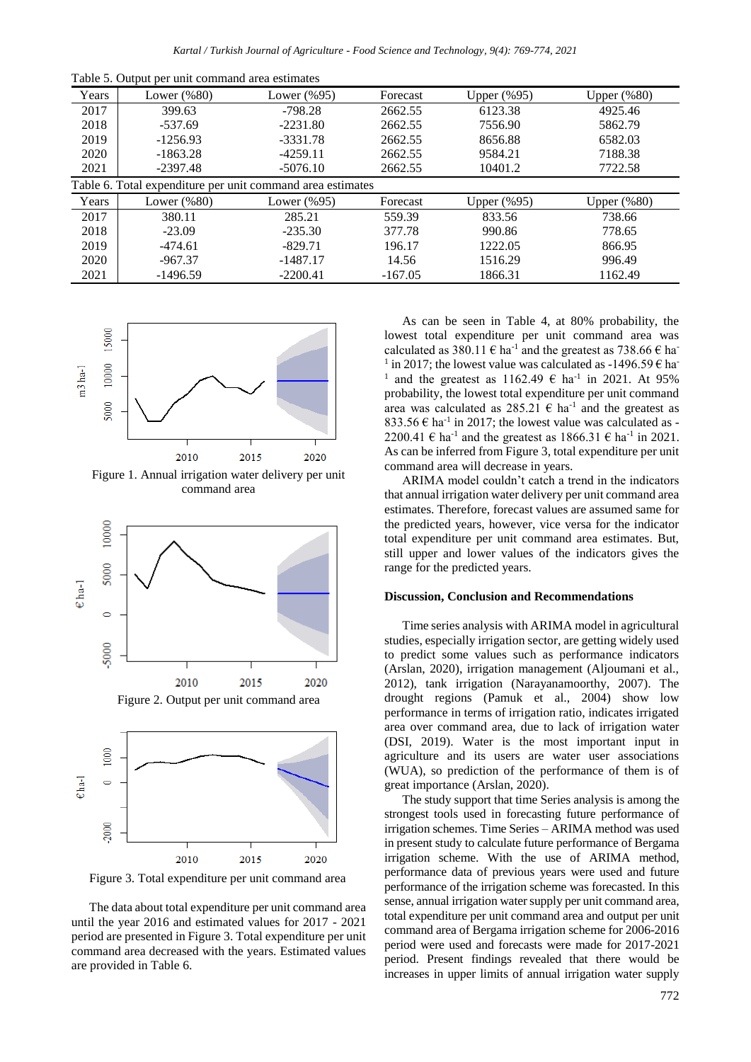Table 5. Output per unit command area estimates

| Years | Lower (%80) | Lower (%95) | Forecast | Upper (%95) | Upper (%80) |
|---|---|---|---|---|---|
| 2017 | 399.63 | -798.28 | 2662.55 | 6123.38 | 4925.46 |
| 2018 | -537.69 | -2231.80 | 2662.55 | 7556.90 | 5862.79 |
| 2019 | -1256.93 | -3331.78 | 2662.55 | 8656.88 | 6582.03 |
| 2020 | -1863.28 | -4259.11 | 2662.55 | 9584.21 | 7188.38 |
| 2021 | -2397.48 | -5076.10 | 2662.55 | 10401.2 | 7722.58 |

Table 6. Total expenditure per unit command area estimates

| Years | Lower (%80) | Lower (%95) | Forecast | Upper (%95) | Upper (%80) |
|---|---|---|---|---|---|
| 2017 | 380.11 | 285.21 | 559.39 | 833.56 | 738.66 |
| 2018 | -23.09 | -235.30 | 377.78 | 990.86 | 778.65 |
| 2019 | -474.61 | -829.71 | 196.17 | 1222.05 | 866.95 |
| 2020 | -967.37 | -1487.17 | 14.56 | 1516.29 | 996.49 |
| 2021 | -1496.59 | -2200.41 | -167.05 | 1866.31 | 1162.49 |

Figure 1. Annual irrigation water delivery per unit command area

Figure 2. Output per unit command area

Figure 3. Total expenditure per unit command area

The data about total expenditure per unit command area until the year 2016 and estimated values for 2017 - 2021 period are presented in Figure 3. Total expenditure per unit command area decreased with the years. Estimated values are provided in Table 6.

As can be seen in Table 4, at 80% probability, the lowest total expenditure per unit command area was calculated as 380.11 € ha$^{-1}$ and the greatest as 738.66 € ha$^{-1}$ in 2017; the lowest value was calculated as -1496.59 € ha$^{-1}$ and the greatest as 1162.49 € ha$^{-1}$ in 2021. At 95% probability, the lowest total expenditure per unit command area was calculated as 285.21 € ha$^{-1}$ and the greatest as 833.56 € ha$^{-1}$ in 2017; the lowest value was calculated as -2200.41 € ha$^{-1}$ and the greatest as 1866.31 € ha$^{-1}$ in 2021. As can be inferred from Figure 3, total expenditure per unit command area will decrease in years.

ARIMA model couldn't catch a trend in the indicators that annual irrigation water delivery per unit command area estimates. Therefore, forecast values are assumed same for the predicted years, however, vice versa for the indicator total expenditure per unit command area estimates. But, still upper and lower values of the indicators gives the range for the predicted years.

## Discussion, Conclusion and Recommendations

Time series analysis with ARIMA model in agricultural studies, especially irrigation sector, are getting widely used to predict some values such as performance indicators (Arslan, 2020), irrigation management (Aljoumani et al., 2012), tank irrigation (Narayanamoorthy, 2007). The drought regions (Pamuk et al., 2004) show low performance in terms of irrigation ratio, indicates irrigated area over command area, due to lack of irrigation water (DSI, 2019). Water is the most important input in agriculture and its users are water user associations (WUA), so prediction of the performance of them is of great importance (Arslan, 2020).

The study support that time Series analysis is among the strongest tools used in forecasting future performance of irrigation schemes. Time Series – ARIMA method was used in present study to calculate future performance of Bergama irrigation scheme. With the use of ARIMA method, performance data of previous years were used and future performance of the irrigation scheme was forecasted. In this sense, annual irrigation water supply per unit command area, total expenditure per unit command area and output per unit command area of Bergama irrigation scheme for 2006-2016 period were used and forecasts were made for 2017-2021 period. Present findings revealed that there would be increases in upper limits of annual irrigation water supply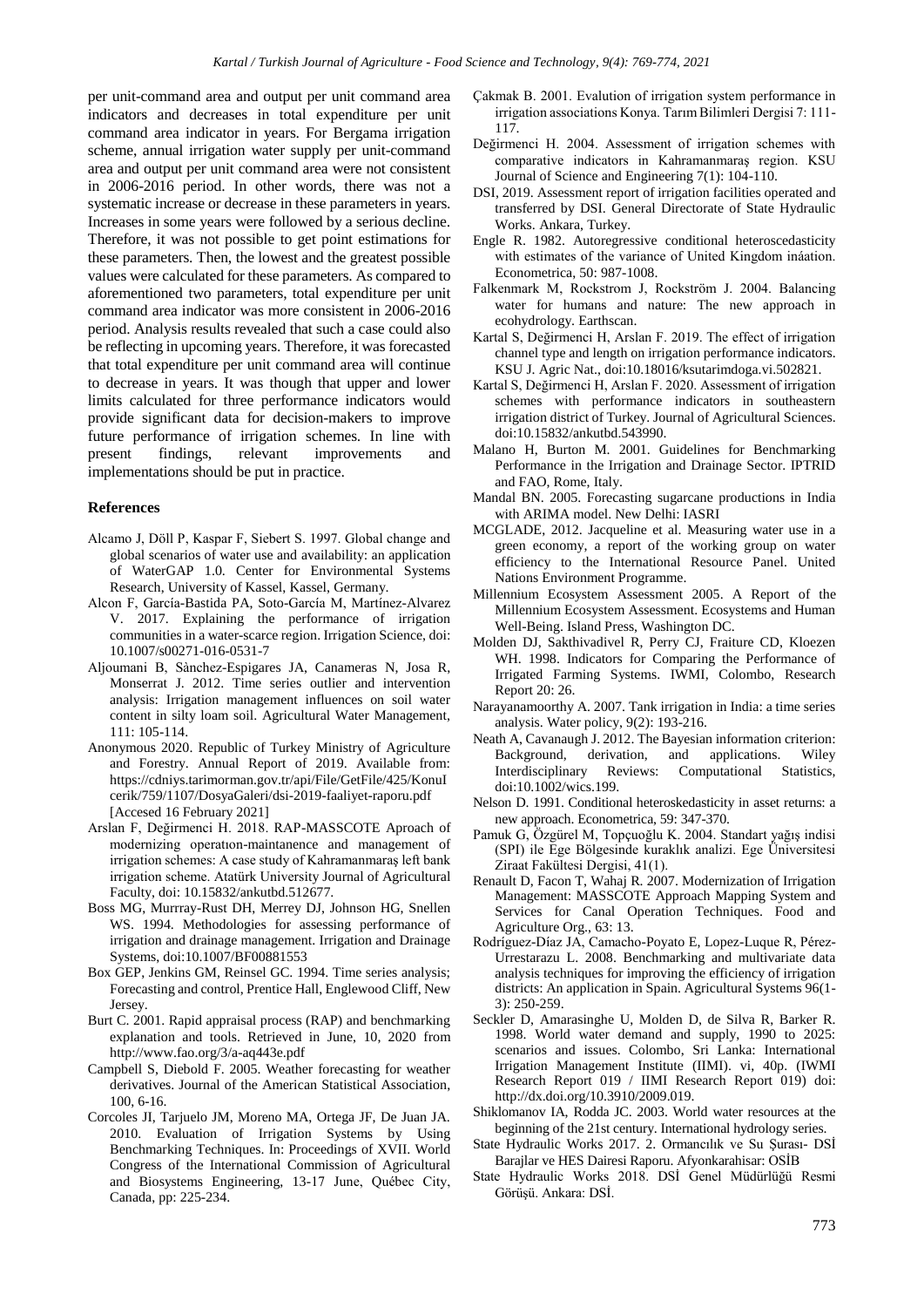per unit-command area and output per unit command area indicators and decreases in total expenditure per unit command area indicator in years. For Bergama irrigation scheme, annual irrigation water supply per unit-command area and output per unit command area were not consistent in 2006-2016 period. In other words, there was not a systematic increase or decrease in these parameters in years. Increases in some years were followed by a serious decline. Therefore, it was not possible to get point estimations for these parameters. Then, the lowest and the greatest possible values were calculated for these parameters. As compared to aforementioned two parameters, total expenditure per unit command area indicator was more consistent in 2006-2016 period. Analysis results revealed that such a case could also be reflecting in upcoming years. Therefore, it was forecasted that total expenditure per unit command area will continue to decrease in years. It was though that upper and lower limits calculated for three performance indicators would provide significant data for decision-makers to improve future performance of irrigation schemes. In line with present findings, relevant improvements and implementations should be put in practice.

## References

Alcamo J, Döll P, Kaspar F, Siebert S. 1997. Global change and global scenarios of water use and availability: an application of WaterGAP 1.0. Center for Environmental Systems Research, University of Kassel, Kassel, Germany.

Alcon F, García-Bastida PA, Soto-García M, Martínez-Alvarez V. 2017. Explaining the performance of irrigation communities in a water-scarce region. Irrigation Science, doi: 10.1007/s00271-016-0531-7

Aljoumani B, Sànchez-Espigares JA, Canameras N, Josa R, Monserrat J. 2012. Time series outlier and intervention analysis: Irrigation management influences on soil water content in silty loam soil. Agricultural Water Management, 111: 105-114.

Anonymous 2020. Republic of Turkey Ministry of Agriculture and Forestry. Annual Report of 2019. Available from: https://cdniys.tarimorman.gov.tr/api/File/GetFile/425/KonuIcerik/759/1107/DosyaGaleri/dsi-2019-faaliyet-raporu.pdf [Accesed 16 February 2021]

Arslan F, Değirmenci H. 2018. RAP-MASSCOTE Aproach of modernizing operatıon-maintanence and management of irrigation schemes: A case study of Kahramanmaraş left bank irrigation scheme. Atatürk University Journal of Agricultural Faculty, doi: 10.15832/ankutbd.512677.

Boss MG, Murrray-Rust DH, Merrey DJ, Johnson HG, Snellen WS. 1994. Methodologies for assessing performance of irrigation and drainage management. Irrigation and Drainage Systems, doi:10.1007/BF00881553

Box GEP, Jenkins GM, Reinsel GC. 1994. Time series analysis; Forecasting and control, Prentice Hall, Englewood Cliff, New Jersey.

Burt C. 2001. Rapid appraisal process (RAP) and benchmarking explanation and tools. Retrieved in June, 10, 2020 from http://www.fao.org/3/a-aq443e.pdf

Campbell S, Diebold F. 2005. Weather forecasting for weather derivatives. Journal of the American Statistical Association, 100, 6-16.

Corcoles JI, Tarjuelo JM, Moreno MA, Ortega JF, De Juan JA. 2010. Evaluation of Irrigation Systems by Using Benchmarking Techniques. In: Proceedings of XVII. World Congress of the International Commission of Agricultural and Biosystems Engineering, 13-17 June, Québec City, Canada, pp: 225-234.

Çakmak B. 2001. Evalution of irrigation system performance in irrigation associations Konya. Tarım Bilimleri Dergisi 7: 111-117.

Değirmenci H. 2004. Assessment of irrigation schemes with comparative indicators in Kahramanmaraş region. KSU Journal of Science and Engineering 7(1): 104-110.

DSI, 2019. Assessment report of irrigation facilities operated and transferred by DSI. General Directorate of State Hydraulic Works. Ankara, Turkey.

Engle R. 1982. Autoregressive conditional heteroscedasticity with estimates of the variance of United Kingdom ináation. Econometrica, 50: 987-1008.

Falkenmark M, Rockstrom J, Rockström J. 2004. Balancing water for humans and nature: The new approach in ecohydrology. Earthscan.

Kartal S, Değirmenci H, Arslan F. 2019. The effect of irrigation channel type and length on irrigation performance indicators. KSU J. Agric Nat., doi:10.18016/ksutarimdoga.vi.502821.

Kartal S, Değirmenci H, Arslan F. 2020. Assessment of irrigation schemes with performance indicators in southeastern irrigation district of Turkey. Journal of Agricultural Sciences. doi:10.15832/ankutbd.543990.

Malano H, Burton M. 2001. Guidelines for Benchmarking Performance in the Irrigation and Drainage Sector. IPTRID and FAO, Rome, Italy.

Mandal BN. 2005. Forecasting sugarcane productions in India with ARIMA model. New Delhi: IASRI

MCGLADE, 2012. Jacqueline et al. Measuring water use in a green economy, a report of the working group on water efficiency to the International Resource Panel. United Nations Environment Programme.

Millennium Ecosystem Assessment 2005. A Report of the Millennium Ecosystem Assessment. Ecosystems and Human Well-Being. Island Press, Washington DC.

Molden DJ, Sakthivadivel R, Perry CJ, Fraiture CD, Kloezen WH. 1998. Indicators for Comparing the Performance of Irrigated Farming Systems. IWMI, Colombo, Research Report 20: 26.

Narayanamoorthy A. 2007. Tank irrigation in India: a time series analysis. Water policy, 9(2): 193-216.

Neath A, Cavanaugh J. 2012. The Bayesian information criterion: Background, derivation, and applications. Wiley Interdisciplinary Reviews: Computational Statistics, doi:10.1002/wics.199.

Nelson D. 1991. Conditional heteroskedasticity in asset returns: a new approach. Econometrica, 59: 347-370.

Pamuk G, Özgürel M, Topçuoğlu K. 2004. Standart yağış indisi (SPI) ile Ege Bölgesinde kuraklık analizi. Ege Üniversitesi Ziraat Fakültesi Dergisi, 41(1).

Renault D, Facon T, Wahaj R. 2007. Modernization of Irrigation Management: MASSCOTE Approach Mapping System and Services for Canal Operation Techniques. Food and Agriculture Org., 63: 13.

Rodríguez-Díaz JA, Camacho-Poyato E, Lopez-Luque R, Pérez-Urrestarazu L. 2008. Benchmarking and multivariate data analysis techniques for improving the efficiency of irrigation districts: An application in Spain. Agricultural Systems 96(1-3): 250-259.

Seckler D, Amarasinghe U, Molden D, de Silva R, Barker R. 1998. World water demand and supply, 1990 to 2025: scenarios and issues. Colombo, Sri Lanka: International Irrigation Management Institute (IIMI). vi, 40p. (IWMI Research Report 019 / IIMI Research Report 019) doi: http://dx.doi.org/10.3910/2009.019.

Shiklomanov IA, Rodda JC. 2003. World water resources at the beginning of the 21st century. International hydrology series.

State Hydraulic Works 2017. 2. Ormancılık ve Su Şurası- DSİ Barajlar ve HES Dairesi Raporu. Afyonkarahisar: OSİB

State Hydraulic Works 2018. DSİ Genel Müdürlüğü Resmi Görüşü. Ankara: DSİ.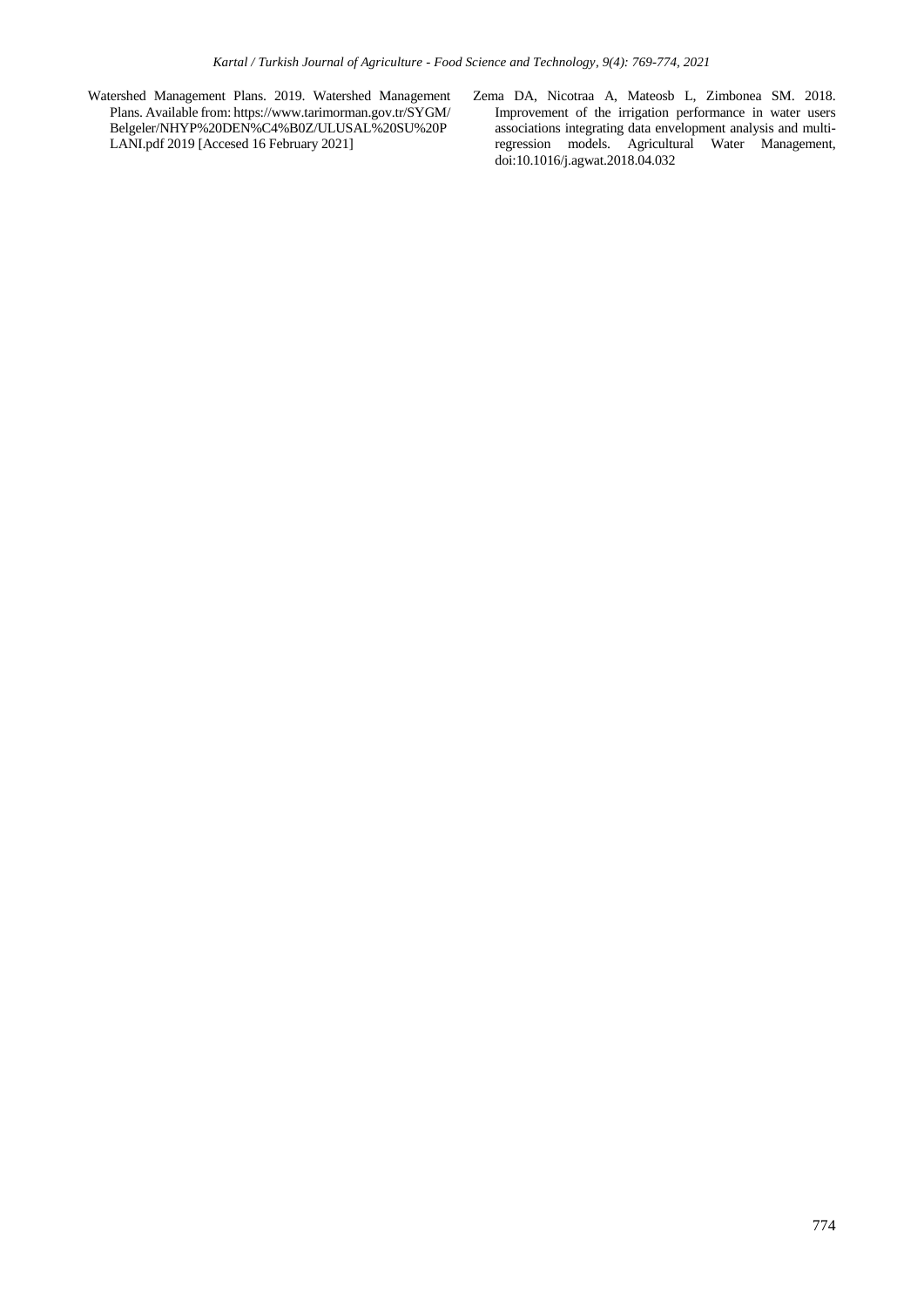Watershed Management Plans. 2019. Watershed Management Plans. Available from: https://www.tarimorman.gov.tr/SYGM/Belgeler/NHYP%20DEN%C4%B0Z/ULUSAL%20SU%20PLANI.pdf 2019 [Accesed 16 February 2021]

Zema DA, Nicotraa A, Mateosb L, Zimbonea SM. 2018. Improvement of the irrigation performance in water users associations integrating data envelopment analysis and multi-regression models. Agricultural Water Management, doi:10.1016/j.agwat.2018.04.032